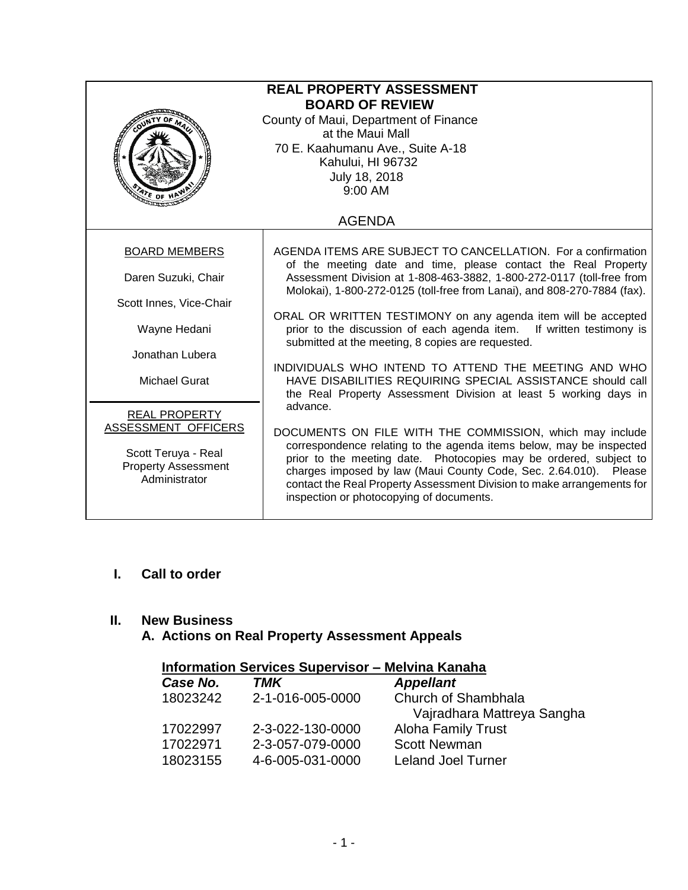# REAL PROPERTY ASSESSMENT BOARD OF REVIEW

County of Maui, Department of Finance
at the Maui Mall
70 E. Kaahumanu Ave., Suite A-18
Kahului, HI 96732
July 18, 2018
9:00 AM

## AGENDA

**BOARD MEMBERS**

Daren Suzuki, Chair

Scott Innes, Vice-Chair

Wayne Hedani

Jonathan Lubera

Michael Gurat

**REAL PROPERTY ASSESSMENT OFFICERS**

Scott Teruya - Real Property Assessment Administrator

AGENDA ITEMS ARE SUBJECT TO CANCELLATION. For a confirmation of the meeting date and time, please contact the Real Property Assessment Division at 1-808-463-3882, 1-800-272-0117 (toll-free from Molokai), 1-800-272-0125 (toll-free from Lanai), and 808-270-7884 (fax).

ORAL OR WRITTEN TESTIMONY on any agenda item will be accepted prior to the discussion of each agenda item. If written testimony is submitted at the meeting, 8 copies are requested.

INDIVIDUALS WHO INTEND TO ATTEND THE MEETING AND WHO HAVE DISABILITIES REQUIRING SPECIAL ASSISTANCE should call the Real Property Assessment Division at least 5 working days in advance.

DOCUMENTS ON FILE WITH THE COMMISSION, which may include correspondence relating to the agenda items below, may be inspected prior to the meeting date. Photocopies may be ordered, subject to charges imposed by law (Maui County Code, Sec. 2.64.010). Please contact the Real Property Assessment Division to make arrangements for inspection or photocopying of documents.

## I. Call to order

## II. New Business

### A. Actions on Real Property Assessment Appeals

**Information Services Supervisor – Melvina Kanaha**

| *Case No.* | *TMK* | *Appellant* |
|---|---|---|
| 18023242 | 2-1-016-005-0000 | Church of Shambhala Vajradhara Mattreya Sangha |
| 17022997 | 2-3-022-130-0000 | Aloha Family Trust |
| 17022971 | 2-3-057-079-0000 | Scott Newman |
| 18023155 | 4-6-005-031-0000 | Leland Joel Turner |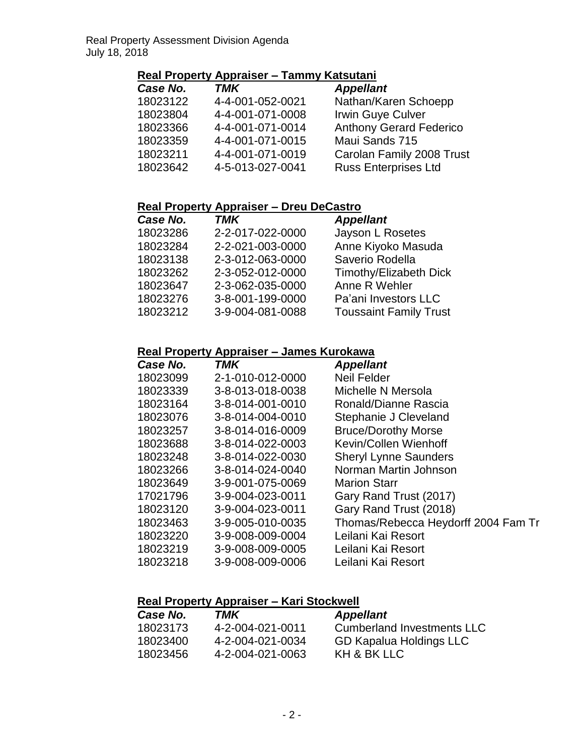## Real Property Appraiser – Tammy Katsutani

| *Case No.* | *TMK* | *Appellant* |
|---|---|---|
| 18023122 | 4-4-001-052-0021 | Nathan/Karen Schoepp |
| 18023804 | 4-4-001-071-0008 | Irwin Guye Culver |
| 18023366 | 4-4-001-071-0014 | Anthony Gerard Federico |
| 18023359 | 4-4-001-071-0015 | Maui Sands 715 |
| 18023211 | 4-4-001-071-0019 | Carolan Family 2008 Trust |
| 18023642 | 4-5-013-027-0041 | Russ Enterprises Ltd |

## Real Property Appraiser – Dreu DeCastro

| *Case No.* | *TMK* | *Appellant* |
|---|---|---|
| 18023286 | 2-2-017-022-0000 | Jayson L Rosetes |
| 18023284 | 2-2-021-003-0000 | Anne Kiyoko Masuda |
| 18023138 | 2-3-012-063-0000 | Saverio Rodella |
| 18023262 | 2-3-052-012-0000 | Timothy/Elizabeth Dick |
| 18023647 | 2-3-062-035-0000 | Anne R Wehler |
| 18023276 | 3-8-001-199-0000 | Pa'ani Investors LLC |
| 18023212 | 3-9-004-081-0088 | Toussaint Family Trust |

## Real Property Appraiser – James Kurokawa

| *Case No.* | *TMK* | *Appellant* |
|---|---|---|
| 18023099 | 2-1-010-012-0000 | Neil Felder |
| 18023339 | 3-8-013-018-0038 | Michelle N Mersola |
| 18023164 | 3-8-014-001-0010 | Ronald/Dianne Rascia |
| 18023076 | 3-8-014-004-0010 | Stephanie J Cleveland |
| 18023257 | 3-8-014-016-0009 | Bruce/Dorothy Morse |
| 18023688 | 3-8-014-022-0003 | Kevin/Collen Wienhoff |
| 18023248 | 3-8-014-022-0030 | Sheryl Lynne Saunders |
| 18023266 | 3-8-014-024-0040 | Norman Martin Johnson |
| 18023649 | 3-9-001-075-0069 | Marion Starr |
| 17021796 | 3-9-004-023-0011 | Gary Rand Trust (2017) |
| 18023120 | 3-9-004-023-0011 | Gary Rand Trust (2018) |
| 18023463 | 3-9-005-010-0035 | Thomas/Rebecca Heydorff 2004 Fam Tr |
| 18023220 | 3-9-008-009-0004 | Leilani Kai Resort |
| 18023219 | 3-9-008-009-0005 | Leilani Kai Resort |
| 18023218 | 3-9-008-009-0006 | Leilani Kai Resort |

## Real Property Appraiser – Kari Stockwell

| *Case No.* | *TMK* | *Appellant* |
|---|---|---|
| 18023173 | 4-2-004-021-0011 | Cumberland Investments LLC |
| 18023400 | 4-2-004-021-0034 | GD Kapalua Holdings LLC |
| 18023456 | 4-2-004-021-0063 | KH & BK LLC |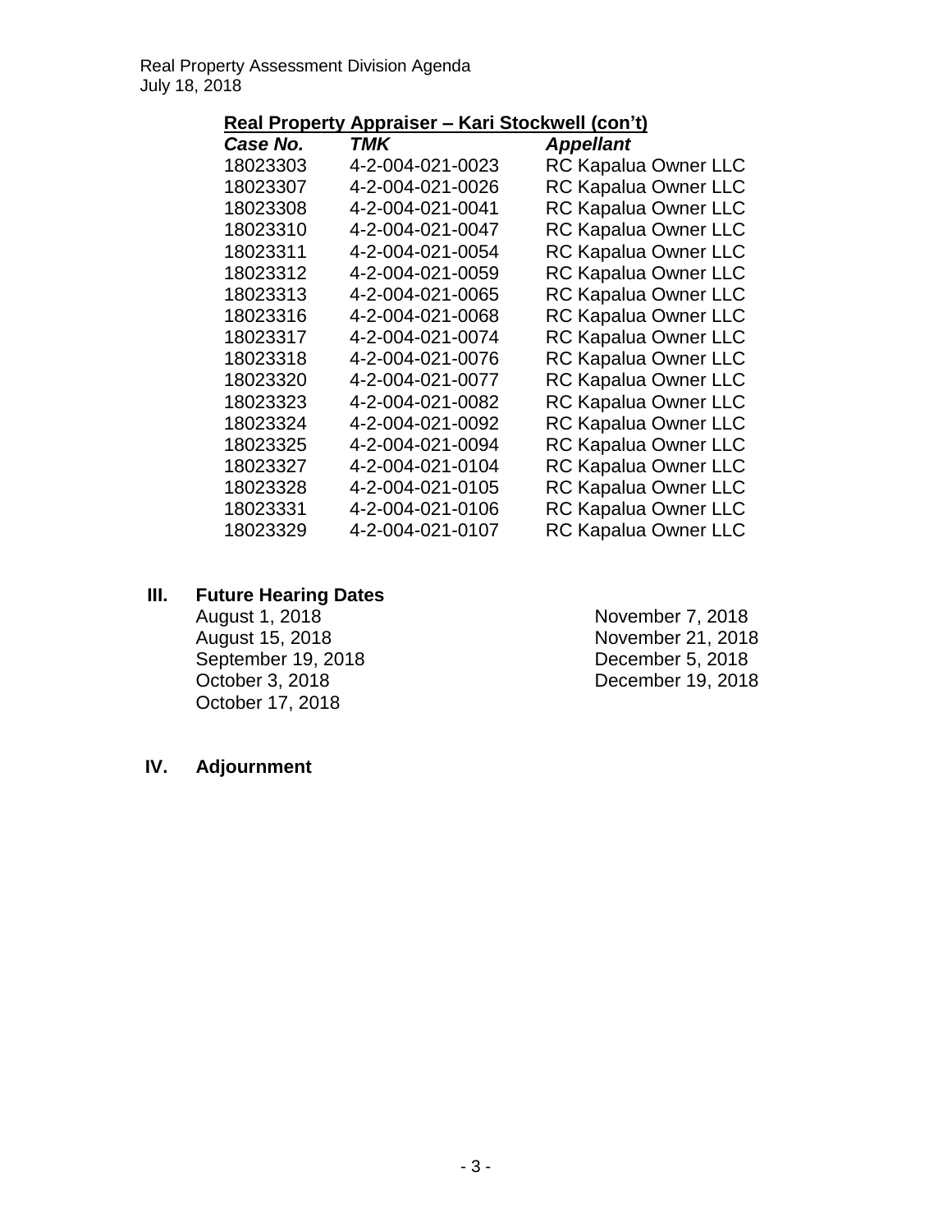**Real Property Appraiser – Kari Stockwell (con't)**

| *Case No.* | *TMK* | *Appellant* |
|---|---|---|
| 18023303 | 4-2-004-021-0023 | RC Kapalua Owner LLC |
| 18023307 | 4-2-004-021-0026 | RC Kapalua Owner LLC |
| 18023308 | 4-2-004-021-0041 | RC Kapalua Owner LLC |
| 18023310 | 4-2-004-021-0047 | RC Kapalua Owner LLC |
| 18023311 | 4-2-004-021-0054 | RC Kapalua Owner LLC |
| 18023312 | 4-2-004-021-0059 | RC Kapalua Owner LLC |
| 18023313 | 4-2-004-021-0065 | RC Kapalua Owner LLC |
| 18023316 | 4-2-004-021-0068 | RC Kapalua Owner LLC |
| 18023317 | 4-2-004-021-0074 | RC Kapalua Owner LLC |
| 18023318 | 4-2-004-021-0076 | RC Kapalua Owner LLC |
| 18023320 | 4-2-004-021-0077 | RC Kapalua Owner LLC |
| 18023323 | 4-2-004-021-0082 | RC Kapalua Owner LLC |
| 18023324 | 4-2-004-021-0092 | RC Kapalua Owner LLC |
| 18023325 | 4-2-004-021-0094 | RC Kapalua Owner LLC |
| 18023327 | 4-2-004-021-0104 | RC Kapalua Owner LLC |
| 18023328 | 4-2-004-021-0105 | RC Kapalua Owner LLC |
| 18023331 | 4-2-004-021-0106 | RC Kapalua Owner LLC |
| 18023329 | 4-2-004-021-0107 | RC Kapalua Owner LLC |

## III. Future Hearing Dates

August 1, 2018
August 15, 2018
September 19, 2018
October 3, 2018
October 17, 2018
November 7, 2018
November 21, 2018
December 5, 2018
December 19, 2018

## IV. Adjournment